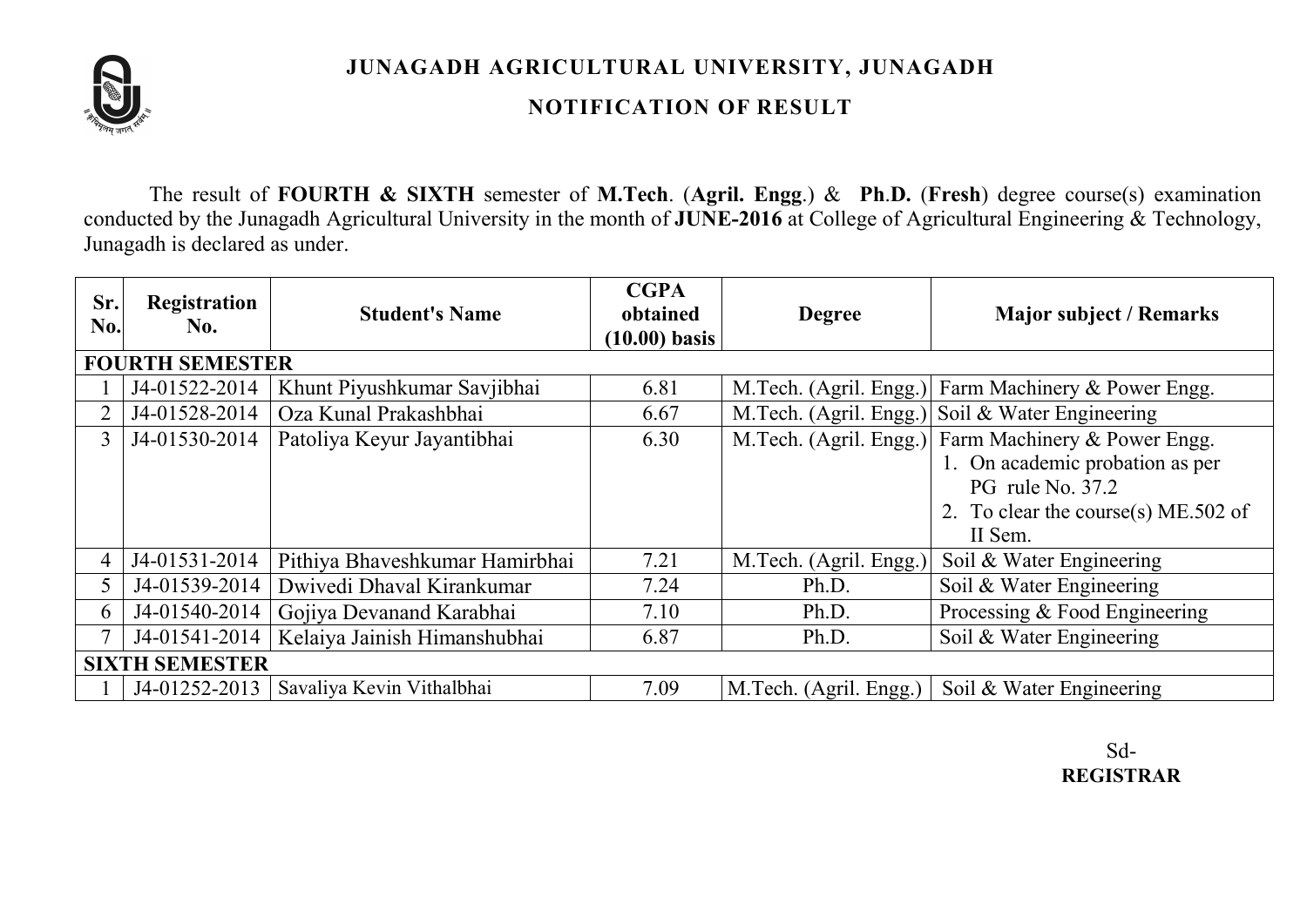# JUNAGADH AGRICULTURAL UNIVERSITY, JUNAGADH

## NOTIFICATION OF RESULT

The result of **FOURTH & SIXTH** semester of **M.Tech**. (**Agril. Engg**.) & **Ph**.**D.** (**Fresh**) degree course(s) examination conducted by the Junagadh Agricultural University in the month of **JUNE-2016** at College of Agricultural Engineering & Technology, Junagadh is declared as under.

| Sr. No. | Registration No. | Student's Name | CGPA obtained (10.00) basis | Degree | Major subject / Remarks |
|---|---|---|---|---|---|
| **FOURTH SEMESTER** | | | | | |
| 1 | J4-01522-2014 | Khunt Piyushkumar Savjibhai | 6.81 | M.Tech. (Agril. Engg.) | Farm Machinery & Power Engg. |
| 2 | J4-01528-2014 | Oza Kunal Prakashbhai | 6.67 | M.Tech. (Agril. Engg.) | Soil & Water Engineering |
| 3 | J4-01530-2014 | Patoliya Keyur Jayantibhai | 6.30 | M.Tech. (Agril. Engg.) | Farm Machinery & Power Engg. 1. On academic probation as per PG rule No. 37.2 2. To clear the course(s) ME.502 of II Sem. |
| 4 | J4-01531-2014 | Pithiya Bhaveshkumar Hamirbhai | 7.21 | M.Tech. (Agril. Engg.) | Soil & Water Engineering |
| 5 | J4-01539-2014 | Dwivedi Dhaval Kirankumar | 7.24 | Ph.D. | Soil & Water Engineering |
| 6 | J4-01540-2014 | Gojiya Devanand Karabhai | 7.10 | Ph.D. | Processing & Food Engineering |
| 7 | J4-01541-2014 | Kelaiya Jainish Himanshubhai | 6.87 | Ph.D. | Soil & Water Engineering |
| **SIXTH SEMESTER** | | | | | |
| 1 | J4-01252-2013 | Savaliya Kevin Vithalbhai | 7.09 | M.Tech. (Agril. Engg.) | Soil & Water Engineering |

Sd-
**REGISTRAR**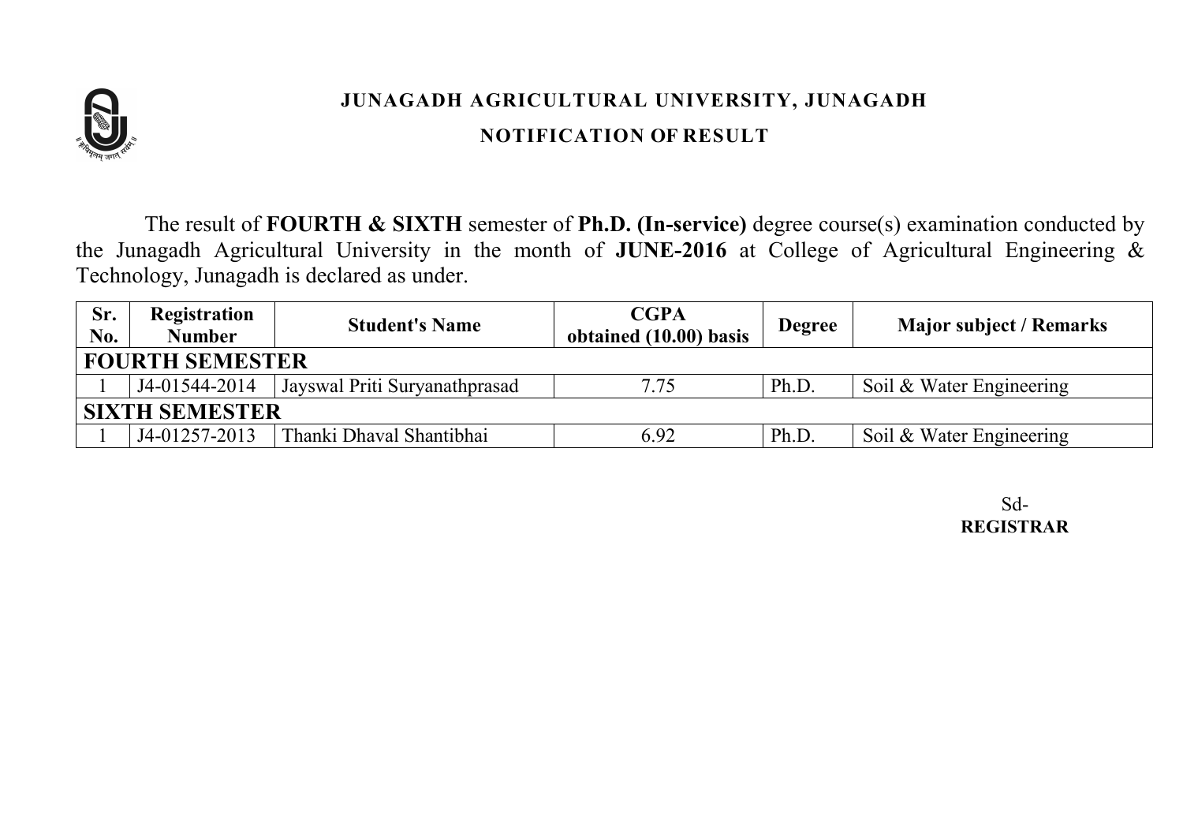# JUNAGADH AGRICULTURAL UNIVERSITY, JUNAGADH

## NOTIFICATION OF RESULT

The result of **FOURTH & SIXTH** semester of **Ph.D. (In-service)** degree course(s) examination conducted by the Junagadh Agricultural University in the month of **JUNE-2016** at College of Agricultural Engineering & Technology, Junagadh is declared as under.

| Sr. No. | Registration Number | Student's Name | CGPA obtained (10.00) basis | Degree | Major subject / Remarks |
|---|---|---|---|---|---|
| **FOURTH SEMESTER** | | | | | |
| 1 | J4-01544-2014 | Jayswal Priti Suryanathprasad | 7.75 | Ph.D. | Soil & Water Engineering |
| **SIXTH SEMESTER** | | | | | |
| 1 | J4-01257-2013 | Thanki Dhaval Shantibhai | 6.92 | Ph.D. | Soil & Water Engineering |

Sd-
**REGISTRAR**